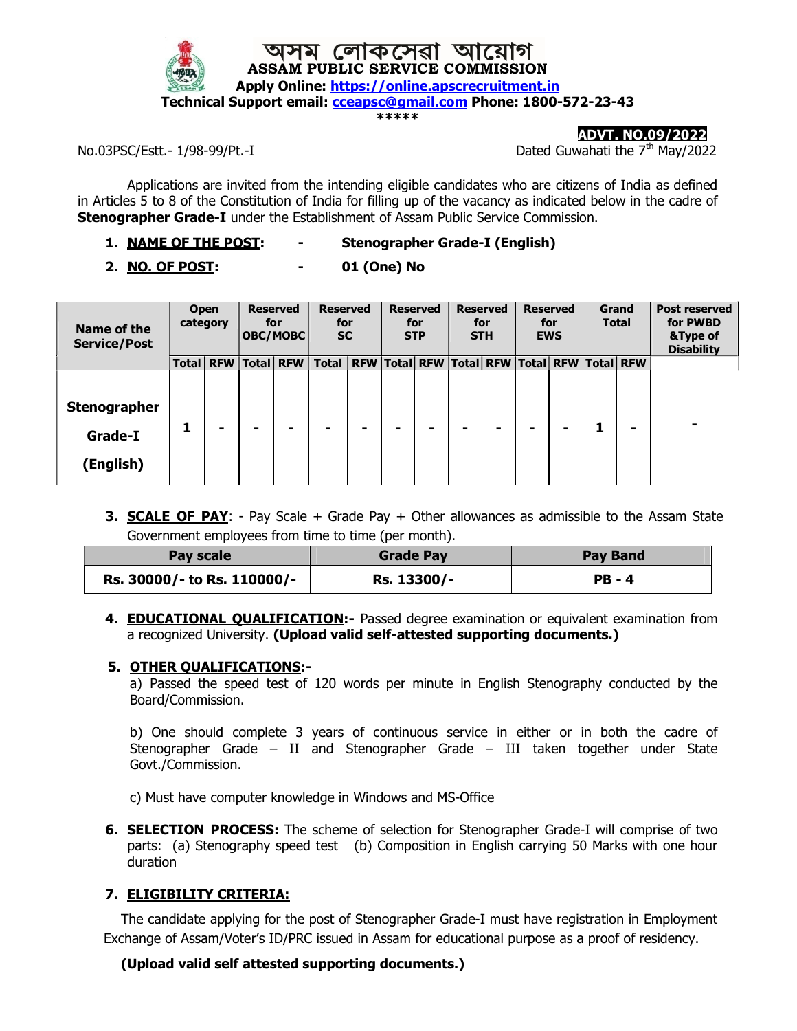# অসম লোকসেৱা আয়োগ
# ASSAM PUBLIC SERVICE COMMISSION

**Apply Online: https://online.apscrecruitment.in**

**Technical Support email: cceapsc@gmail.com Phone: 1800-572-23-43**

\*\*\*\*\*

**ADVT. NO.09/2022**

No.03PSC/Estt.- 1/98-99/Pt.-I

Dated Guwahati the 7th May/2022

Applications are invited from the intending eligible candidates who are citizens of India as defined in Articles 5 to 8 of the Constitution of India for filling up of the vacancy as indicated below in the cadre of **Stenographer Grade-I** under the Establishment of Assam Public Service Commission.

1. **NAME OF THE POST: - Stenographer Grade-I (English)**
2. **NO. OF POST: - 01 (One) No**

| Name of the Service/Post | Open category | | Reserved for OBC/MOBC | | Reserved for SC | | Reserved for STP | | Reserved for STH | | Reserved for EWS | | Grand Total | | Post reserved for PWBD &Type of Disability |
|---|---|---|---|---|---|---|---|---|---|---|---|---|---|---|---|
| | Total | RFW | Total | RFW | Total | RFW | Total | RFW | Total | RFW | Total | RFW | Total | RFW | |
| **Stenographer Grade-I (English)** | **1** | **-** | **-** | **-** | **-** | **-** | **-** | **-** | **-** | **-** | **-** | **-** | **1** | **-** | **-** |

3. **SCALE OF PAY**: - Pay Scale + Grade Pay + Other allowances as admissible to the Assam State Government employees from time to time (per month).

| Pay scale | Grade Pay | Pay Band |
|---|---|---|
| **Rs. 30000/- to Rs. 110000/-** | **Rs. 13300/-** | **PB - 4** |

4. **EDUCATIONAL QUALIFICATION:-** Passed degree examination or equivalent examination from a recognized University. **(Upload valid self-attested supporting documents.)**

5. **OTHER QUALIFICATIONS:-**

   a) Passed the speed test of 120 words per minute in English Stenography conducted by the Board/Commission.

   b) One should complete 3 years of continuous service in either or in both the cadre of Stenographer Grade – II and Stenographer Grade – III taken together under State Govt./Commission.

   c) Must have computer knowledge in Windows and MS-Office

6. **SELECTION PROCESS:** The scheme of selection for Stenographer Grade-I will comprise of two parts: (a) Stenography speed test (b) Composition in English carrying 50 Marks with one hour duration

7. **ELIGIBILITY CRITERIA:**

The candidate applying for the post of Stenographer Grade-I must have registration in Employment Exchange of Assam/Voter's ID/PRC issued in Assam for educational purpose as a proof of residency.

**(Upload valid self attested supporting documents.)**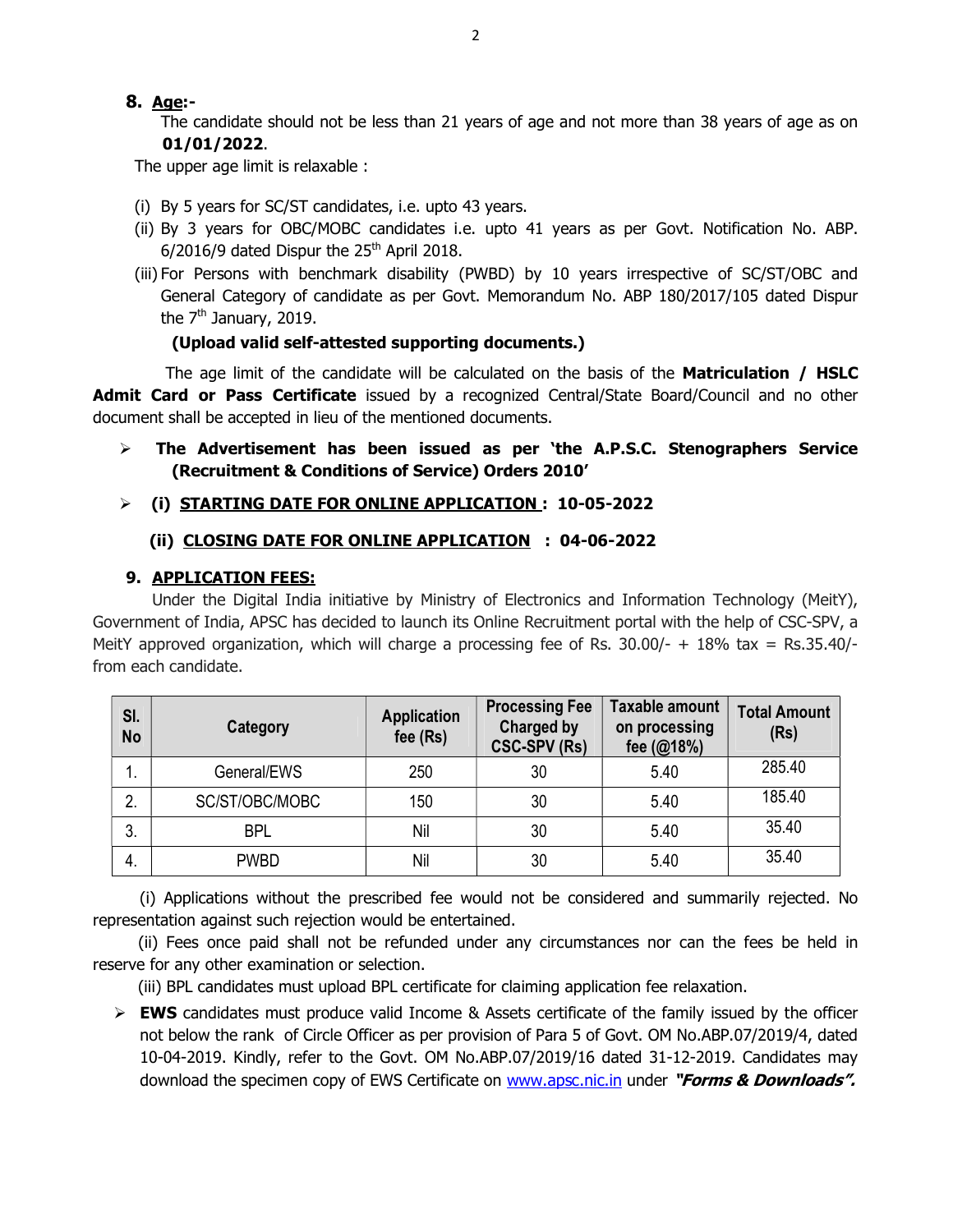## 8. Age:-

The candidate should not be less than 21 years of age and not more than 38 years of age as on **01/01/2022**.

The upper age limit is relaxable :

(i) By 5 years for SC/ST candidates, i.e. upto 43 years.

(ii) By 3 years for OBC/MOBC candidates i.e. upto 41 years as per Govt. Notification No. ABP. 6/2016/9 dated Dispur the 25th April 2018.

(iii) For Persons with benchmark disability (PWBD) by 10 years irrespective of SC/ST/OBC and General Category of candidate as per Govt. Memorandum No. ABP 180/2017/105 dated Dispur the 7th January, 2019.

**(Upload valid self-attested supporting documents.)**

The age limit of the candidate will be calculated on the basis of the **Matriculation / HSLC Admit Card or Pass Certificate** issued by a recognized Central/State Board/Council and no other document shall be accepted in lieu of the mentioned documents.

- **The Advertisement has been issued as per 'the A.P.S.C. Stenographers Service (Recruitment & Conditions of Service) Orders 2010'**
- **(i) STARTING DATE FOR ONLINE APPLICATION : 10-05-2022**

  **(ii) CLOSING DATE FOR ONLINE APPLICATION : 04-06-2022**

## 9. APPLICATION FEES:

Under the Digital India initiative by Ministry of Electronics and Information Technology (MeitY), Government of India, APSC has decided to launch its Online Recruitment portal with the help of CSC-SPV, a MeitY approved organization, which will charge a processing fee of Rs. 30.00/- + 18% tax = Rs.35.40/- from each candidate.

| Sl. No | Category | Application fee (Rs) | Processing Fee Charged by CSC-SPV (Rs) | Taxable amount on processing fee (@18%) | Total Amount (Rs) |
|---|---|---|---|---|---|
| 1. | General/EWS | 250 | 30 | 5.40 | 285.40 |
| 2. | SC/ST/OBC/MOBC | 150 | 30 | 5.40 | 185.40 |
| 3. | BPL | Nil | 30 | 5.40 | 35.40 |
| 4. | PWBD | Nil | 30 | 5.40 | 35.40 |

(i) Applications without the prescribed fee would not be considered and summarily rejected. No representation against such rejection would be entertained.

(ii) Fees once paid shall not be refunded under any circumstances nor can the fees be held in reserve for any other examination or selection.

(iii) BPL candidates must upload BPL certificate for claiming application fee relaxation.

- **EWS** candidates must produce valid Income & Assets certificate of the family issued by the officer not below the rank of Circle Officer as per provision of Para 5 of Govt. OM No.ABP.07/2019/4, dated 10-04-2019. Kindly, refer to the Govt. OM No.ABP.07/2019/16 dated 31-12-2019. Candidates may download the specimen copy of EWS Certificate on www.apsc.nic.in under ***"Forms & Downloads".***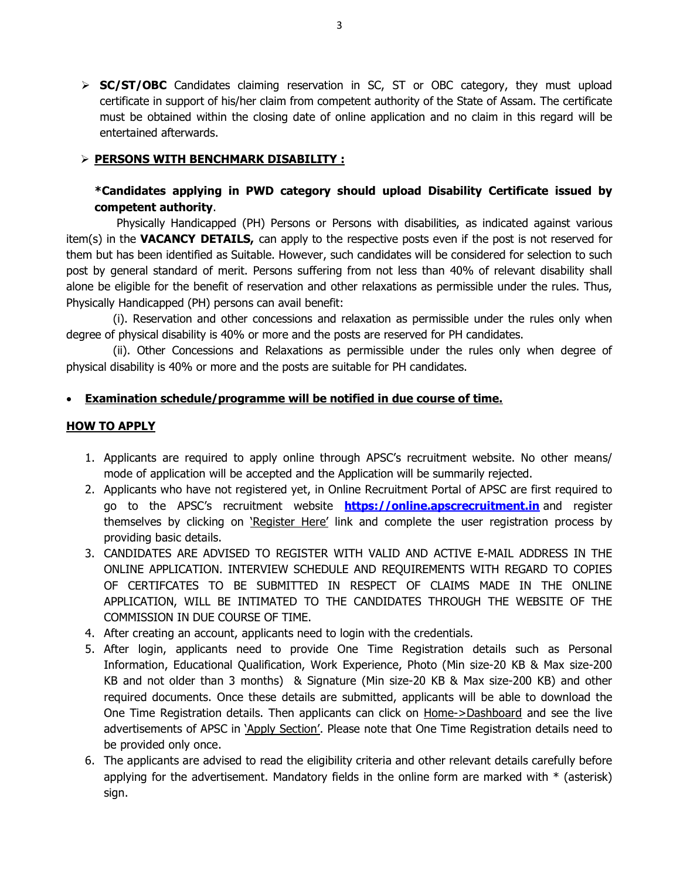- **SC/ST/OBC** Candidates claiming reservation in SC, ST or OBC category, they must upload certificate in support of his/her claim from competent authority of the State of Assam. The certificate must be obtained within the closing date of online application and no claim in this regard will be entertained afterwards.

- **PERSONS WITH BENCHMARK DISABILITY :**

**\*Candidates applying in PWD category should upload Disability Certificate issued by competent authority**.

Physically Handicapped (PH) Persons or Persons with disabilities, as indicated against various item(s) in the **VACANCY DETAILS,** can apply to the respective posts even if the post is not reserved for them but has been identified as Suitable. However, such candidates will be considered for selection to such post by general standard of merit. Persons suffering from not less than 40% of relevant disability shall alone be eligible for the benefit of reservation and other relaxations as permissible under the rules. Thus, Physically Handicapped (PH) persons can avail benefit:

(i). Reservation and other concessions and relaxation as permissible under the rules only when degree of physical disability is 40% or more and the posts are reserved for PH candidates.

(ii). Other Concessions and Relaxations as permissible under the rules only when degree of physical disability is 40% or more and the posts are suitable for PH candidates.

- **Examination schedule/programme will be notified in due course of time.**

## HOW TO APPLY

1. Applicants are required to apply online through APSC's recruitment website. No other means/ mode of application will be accepted and the Application will be summarily rejected.
2. Applicants who have not registered yet, in Online Recruitment Portal of APSC are first required to go to the APSC's recruitment website **https://online.apscrecruitment.in** and register themselves by clicking on 'Register Here' link and complete the user registration process by providing basic details.
3. CANDIDATES ARE ADVISED TO REGISTER WITH VALID AND ACTIVE E-MAIL ADDRESS IN THE ONLINE APPLICATION. INTERVIEW SCHEDULE AND REQUIREMENTS WITH REGARD TO COPIES OF CERTIFCATES TO BE SUBMITTED IN RESPECT OF CLAIMS MADE IN THE ONLINE APPLICATION, WILL BE INTIMATED TO THE CANDIDATES THROUGH THE WEBSITE OF THE COMMISSION IN DUE COURSE OF TIME.
4. After creating an account, applicants need to login with the credentials.
5. After login, applicants need to provide One Time Registration details such as Personal Information, Educational Qualification, Work Experience, Photo (Min size-20 KB & Max size-200 KB and not older than 3 months) & Signature (Min size-20 KB & Max size-200 KB) and other required documents. Once these details are submitted, applicants will be able to download the One Time Registration details. Then applicants can click on Home->Dashboard and see the live advertisements of APSC in 'Apply Section'. Please note that One Time Registration details need to be provided only once.
6. The applicants are advised to read the eligibility criteria and other relevant details carefully before applying for the advertisement. Mandatory fields in the online form are marked with * (asterisk) sign.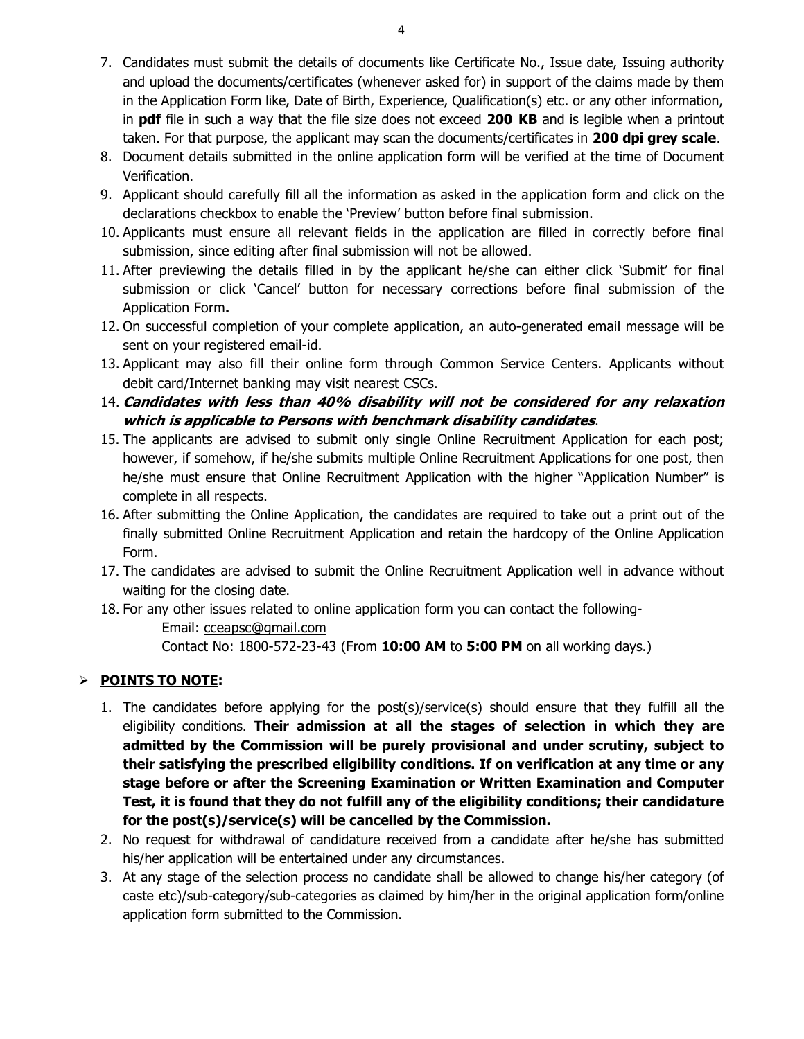7. Candidates must submit the details of documents like Certificate No., Issue date, Issuing authority and upload the documents/certificates (whenever asked for) in support of the claims made by them in the Application Form like, Date of Birth, Experience, Qualification(s) etc. or any other information, in **pdf** file in such a way that the file size does not exceed **200 KB** and is legible when a printout taken. For that purpose, the applicant may scan the documents/certificates in **200 dpi grey scale**.
8. Document details submitted in the online application form will be verified at the time of Document Verification.
9. Applicant should carefully fill all the information as asked in the application form and click on the declarations checkbox to enable the 'Preview' button before final submission.
10. Applicants must ensure all relevant fields in the application are filled in correctly before final submission, since editing after final submission will not be allowed.
11. After previewing the details filled in by the applicant he/she can either click 'Submit' for final submission or click 'Cancel' button for necessary corrections before final submission of the Application Form**.**
12. On successful completion of your complete application, an auto-generated email message will be sent on your registered email-id.
13. Applicant may also fill their online form through Common Service Centers. Applicants without debit card/Internet banking may visit nearest CSCs.
14. ***Candidates with less than 40% disability will not be considered for any relaxation which is applicable to Persons with benchmark disability candidates***.
15. The applicants are advised to submit only single Online Recruitment Application for each post; however, if somehow, if he/she submits multiple Online Recruitment Applications for one post, then he/she must ensure that Online Recruitment Application with the higher "Application Number" is complete in all respects.
16. After submitting the Online Application, the candidates are required to take out a print out of the finally submitted Online Recruitment Application and retain the hardcopy of the Online Application Form.
17. The candidates are advised to submit the Online Recruitment Application well in advance without waiting for the closing date.
18. For any other issues related to online application form you can contact the following-

    Email: cceapsc@gmail.com

    Contact No: 1800-572-23-43 (From **10:00 AM** to **5:00 PM** on all working days.)

## ➢ **POINTS TO NOTE:**

1. The candidates before applying for the post(s)/service(s) should ensure that they fulfill all the eligibility conditions. **Their admission at all the stages of selection in which they are admitted by the Commission will be purely provisional and under scrutiny, subject to their satisfying the prescribed eligibility conditions. If on verification at any time or any stage before or after the Screening Examination or Written Examination and Computer Test, it is found that they do not fulfill any of the eligibility conditions; their candidature for the post(s)/service(s) will be cancelled by the Commission.**
2. No request for withdrawal of candidature received from a candidate after he/she has submitted his/her application will be entertained under any circumstances.
3. At any stage of the selection process no candidate shall be allowed to change his/her category (of caste etc)/sub-category/sub-categories as claimed by him/her in the original application form/online application form submitted to the Commission.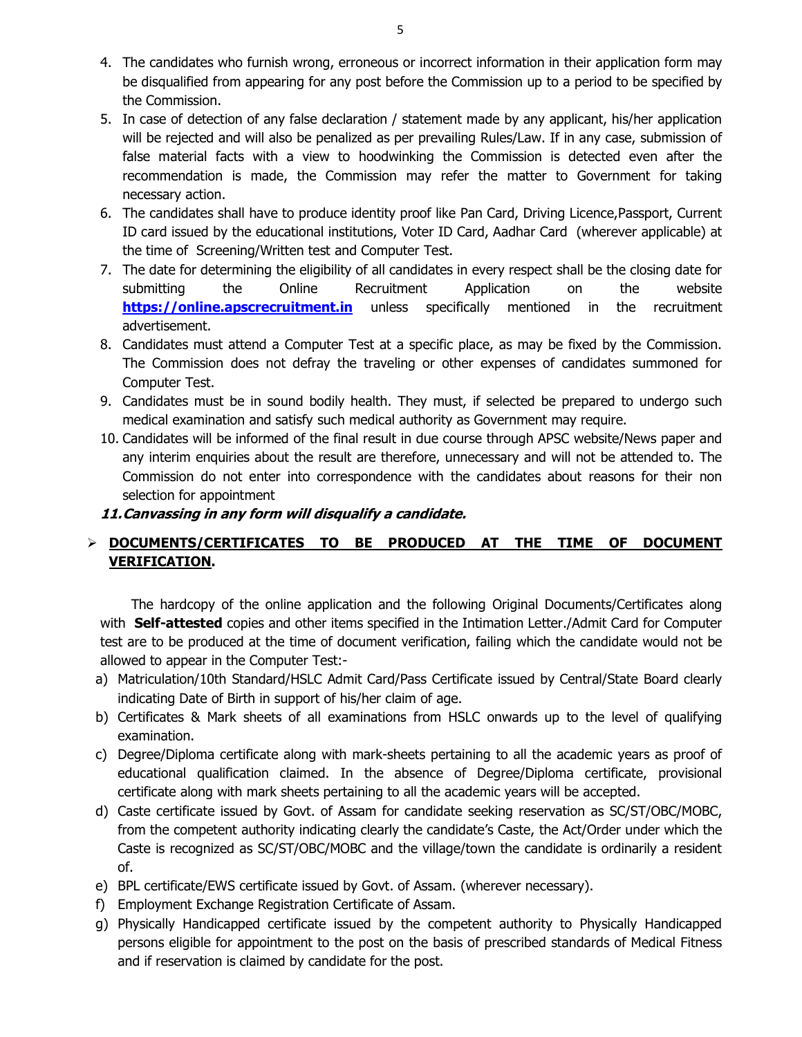4. The candidates who furnish wrong, erroneous or incorrect information in their application form may be disqualified from appearing for any post before the Commission up to a period to be specified by the Commission.
5. In case of detection of any false declaration / statement made by any applicant, his/her application will be rejected and will also be penalized as per prevailing Rules/Law. If in any case, submission of false material facts with a view to hoodwinking the Commission is detected even after the recommendation is made, the Commission may refer the matter to Government for taking necessary action.
6. The candidates shall have to produce identity proof like Pan Card, Driving Licence,Passport, Current ID card issued by the educational institutions, Voter ID Card, Aadhar Card (wherever applicable) at the time of Screening/Written test and Computer Test.
7. The date for determining the eligibility of all candidates in every respect shall be the closing date for submitting the Online Recruitment Application on the website **https://online.apscrecruitment.in** unless specifically mentioned in the recruitment advertisement.
8. Candidates must attend a Computer Test at a specific place, as may be fixed by the Commission. The Commission does not defray the traveling or other expenses of candidates summoned for Computer Test.
9. Candidates must be in sound bodily health. They must, if selected be prepared to undergo such medical examination and satisfy such medical authority as Government may require.
10. Candidates will be informed of the final result in due course through APSC website/News paper and any interim enquiries about the result are therefore, unnecessary and will not be attended to. The Commission do not enter into correspondence with the candidates about reasons for their non selection for appointment
11. ***Canvassing in any form will disqualify a candidate.***

- **DOCUMENTS/CERTIFICATES TO BE PRODUCED AT THE TIME OF DOCUMENT VERIFICATION.**

The hardcopy of the online application and the following Original Documents/Certificates along with **Self-attested** copies and other items specified in the Intimation Letter./Admit Card for Computer test are to be produced at the time of document verification, failing which the candidate would not be allowed to appear in the Computer Test:-

a) Matriculation/10th Standard/HSLC Admit Card/Pass Certificate issued by Central/State Board clearly indicating Date of Birth in support of his/her claim of age.
b) Certificates & Mark sheets of all examinations from HSLC onwards up to the level of qualifying examination.
c) Degree/Diploma certificate along with mark-sheets pertaining to all the academic years as proof of educational qualification claimed. In the absence of Degree/Diploma certificate, provisional certificate along with mark sheets pertaining to all the academic years will be accepted.
d) Caste certificate issued by Govt. of Assam for candidate seeking reservation as SC/ST/OBC/MOBC, from the competent authority indicating clearly the candidate's Caste, the Act/Order under which the Caste is recognized as SC/ST/OBC/MOBC and the village/town the candidate is ordinarily a resident of.
e) BPL certificate/EWS certificate issued by Govt. of Assam. (wherever necessary).
f) Employment Exchange Registration Certificate of Assam.
g) Physically Handicapped certificate issued by the competent authority to Physically Handicapped persons eligible for appointment to the post on the basis of prescribed standards of Medical Fitness and if reservation is claimed by candidate for the post.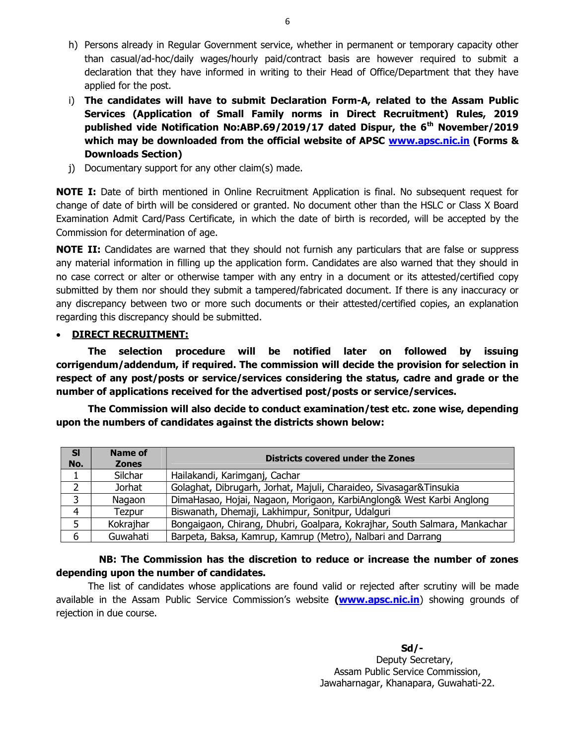h) Persons already in Regular Government service, whether in permanent or temporary capacity other than casual/ad-hoc/daily wages/hourly paid/contract basis are however required to submit a declaration that they have informed in writing to their Head of Office/Department that they have applied for the post.

i) **The candidates will have to submit Declaration Form-A, related to the Assam Public Services (Application of Small Family norms in Direct Recruitment) Rules, 2019 published vide Notification No:ABP.69/2019/17 dated Dispur, the 6th November/2019 which may be downloaded from the official website of APSC www.apsc.nic.in (Forms & Downloads Section)**

j) Documentary support for any other claim(s) made.

**NOTE I:** Date of birth mentioned in Online Recruitment Application is final. No subsequent request for change of date of birth will be considered or granted. No document other than the HSLC or Class X Board Examination Admit Card/Pass Certificate, in which the date of birth is recorded, will be accepted by the Commission for determination of age.

**NOTE II:** Candidates are warned that they should not furnish any particulars that are false or suppress any material information in filling up the application form. Candidates are also warned that they should in no case correct or alter or otherwise tamper with any entry in a document or its attested/certified copy submitted by them nor should they submit a tampered/fabricated document. If there is any inaccuracy or any discrepancy between two or more such documents or their attested/certified copies, an explanation regarding this discrepancy should be submitted.

- **DIRECT RECRUITMENT:**

**The selection procedure will be notified later on followed by issuing corrigendum/addendum, if required. The commission will decide the provision for selection in respect of any post/posts or service/services considering the status, cadre and grade or the number of applications received for the advertised post/posts or service/services.**

**The Commission will also decide to conduct examination/test etc. zone wise, depending upon the numbers of candidates against the districts shown below:**

| Sl No. | Name of Zones | Districts covered under the Zones |
|---|---|---|
| 1 | Silchar | Hailakandi, Karimganj, Cachar |
| 2 | Jorhat | Golaghat, Dibrugarh, Jorhat, Majuli, Charaideo, Sivasagar&Tinsukia |
| 3 | Nagaon | DimaHasao, Hojai, Nagaon, Morigaon, KarbiAnglong& West Karbi Anglong |
| 4 | Tezpur | Biswanath, Dhemaji, Lakhimpur, Sonitpur, Udalguri |
| 5 | Kokrajhar | Bongaigaon, Chirang, Dhubri, Goalpara, Kokrajhar, South Salmara, Mankachar |
| 6 | Guwahati | Barpeta, Baksa, Kamrup, Kamrup (Metro), Nalbari and Darrang |

**NB: The Commission has the discretion to reduce or increase the number of zones depending upon the number of candidates.**

The list of candidates whose applications are found valid or rejected after scrutiny will be made available in the Assam Public Service Commission's website **(www.apsc.nic.in)** showing grounds of rejection in due course.

**Sd/-**
Deputy Secretary,
Assam Public Service Commission,
Jawaharnagar, Khanapara, Guwahati-22.